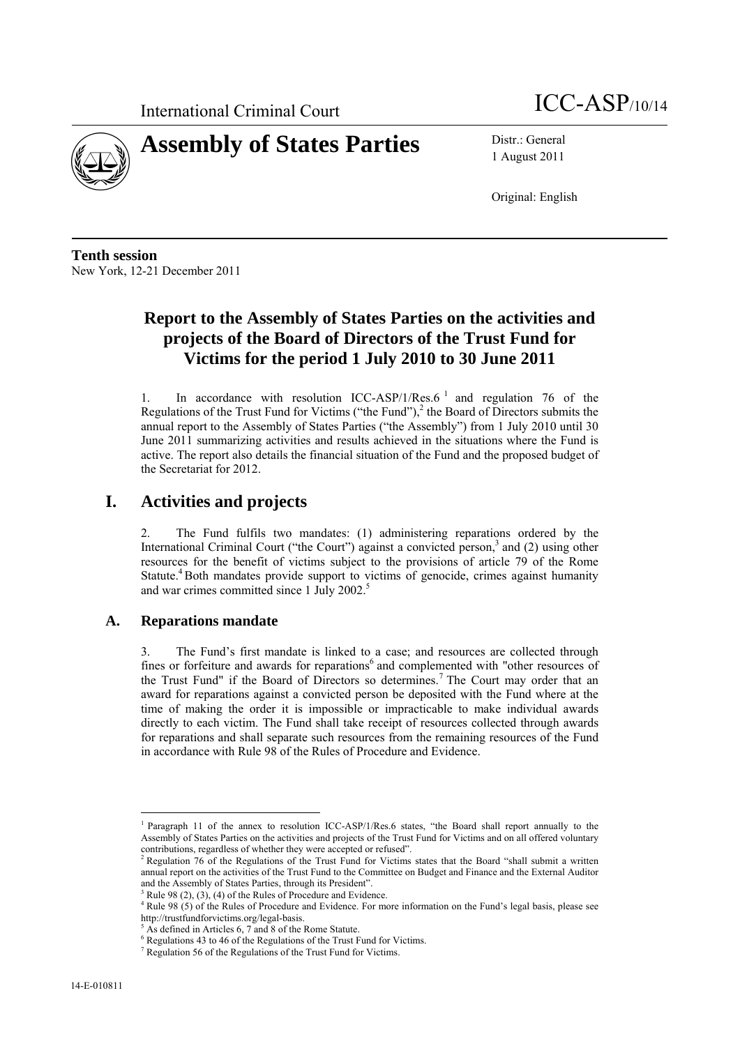International Criminal Court

ICC-ASP/10/14

# Assembly of States Parties

Distr.: General
1 August 2011

Original: English

**Tenth session**
New York, 12-21 December 2011

## Report to the Assembly of States Parties on the activities and projects of the Board of Directors of the Trust Fund for Victims for the period 1 July 2010 to 30 June 2011

1. In accordance with resolution ICC-ASP/1/Res.6 [1] and regulation 76 of the Regulations of the Trust Fund for Victims ("the Fund"),[2] the Board of Directors submits the annual report to the Assembly of States Parties ("the Assembly") from 1 July 2010 until 30 June 2011 summarizing activities and results achieved in the situations where the Fund is active. The report also details the financial situation of the Fund and the proposed budget of the Secretariat for 2012.

# I. Activities and projects

2. The Fund fulfils two mandates: (1) administering reparations ordered by the International Criminal Court ("the Court") against a convicted person,[3] and (2) using other resources for the benefit of victims subject to the provisions of article 79 of the Rome Statute.[4] Both mandates provide support to victims of genocide, crimes against humanity and war crimes committed since 1 July 2002.[5]

## A. Reparations mandate

3. The Fund's first mandate is linked to a case; and resources are collected through fines or forfeiture and awards for reparations[6] and complemented with "other resources of the Trust Fund" if the Board of Directors so determines.[7] The Court may order that an award for reparations against a convicted person be deposited with the Fund where at the time of making the order it is impossible or impracticable to make individual awards directly to each victim. The Fund shall take receipt of resources collected through awards for reparations and shall separate such resources from the remaining resources of the Fund in accordance with Rule 98 of the Rules of Procedure and Evidence.

---

[1] Paragraph 11 of the annex to resolution ICC-ASP/1/Res.6 states, "the Board shall report annually to the Assembly of States Parties on the activities and projects of the Trust Fund for Victims and on all offered voluntary contributions, regardless of whether they were accepted or refused".

[2] Regulation 76 of the Regulations of the Trust Fund for Victims states that the Board "shall submit a written annual report on the activities of the Trust Fund to the Committee on Budget and Finance and the External Auditor and the Assembly of States Parties, through its President".

[3] Rule 98 (2), (3), (4) of the Rules of Procedure and Evidence.

[4] Rule 98 (5) of the Rules of Procedure and Evidence. For more information on the Fund's legal basis, please see http://trustfundforvictims.org/legal-basis.

[5] As defined in Articles 6, 7 and 8 of the Rome Statute.

[6] Regulations 43 to 46 of the Regulations of the Trust Fund for Victims.

[7] Regulation 56 of the Regulations of the Trust Fund for Victims.

14-E-010811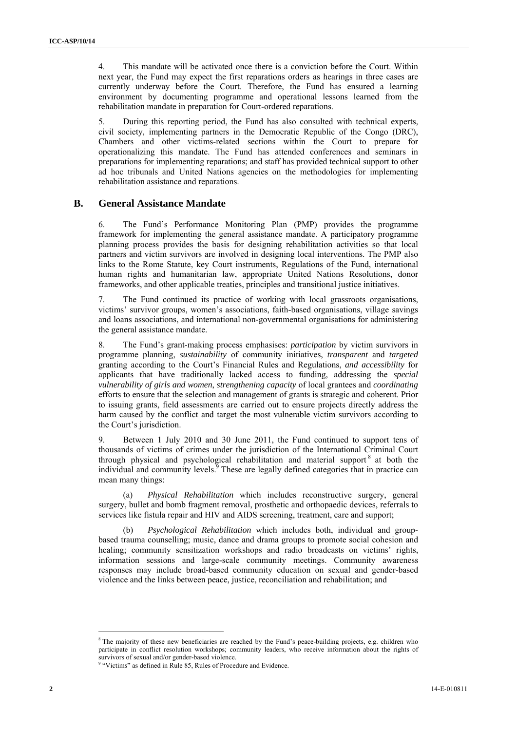4. This mandate will be activated once there is a conviction before the Court. Within next year, the Fund may expect the first reparations orders as hearings in three cases are currently underway before the Court. Therefore, the Fund has ensured a learning environment by documenting programme and operational lessons learned from the rehabilitation mandate in preparation for Court-ordered reparations.

5. During this reporting period, the Fund has also consulted with technical experts, civil society, implementing partners in the Democratic Republic of the Congo (DRC), Chambers and other victims-related sections within the Court to prepare for operationalizing this mandate. The Fund has attended conferences and seminars in preparations for implementing reparations; and staff has provided technical support to other ad hoc tribunals and United Nations agencies on the methodologies for implementing rehabilitation assistance and reparations.

## B. General Assistance Mandate

6. The Fund's Performance Monitoring Plan (PMP) provides the programme framework for implementing the general assistance mandate. A participatory programme planning process provides the basis for designing rehabilitation activities so that local partners and victim survivors are involved in designing local interventions. The PMP also links to the Rome Statute, key Court instruments, Regulations of the Fund, international human rights and humanitarian law, appropriate United Nations Resolutions, donor frameworks, and other applicable treaties, principles and transitional justice initiatives.

7. The Fund continued its practice of working with local grassroots organisations, victims' survivor groups, women's associations, faith-based organisations, village savings and loans associations, and international non-governmental organisations for administering the general assistance mandate.

8. The Fund's grant-making process emphasises: *participation* by victim survivors in programme planning, *sustainability* of community initiatives, *transparent* and *targeted* granting according to the Court's Financial Rules and Regulations, *and accessibility* for applicants that have traditionally lacked access to funding, addressing the *special vulnerability of girls and women*, *strengthening capacity* of local grantees and *coordinating* efforts to ensure that the selection and management of grants is strategic and coherent. Prior to issuing grants, field assessments are carried out to ensure projects directly address the harm caused by the conflict and target the most vulnerable victim survivors according to the Court's jurisdiction.

9. Between 1 July 2010 and 30 June 2011, the Fund continued to support tens of thousands of victims of crimes under the jurisdiction of the International Criminal Court through physical and psychological rehabilitation and material support[8] at both the individual and community levels.[9] These are legally defined categories that in practice can mean many things:

(a) *Physical Rehabilitation* which includes reconstructive surgery, general surgery, bullet and bomb fragment removal, prosthetic and orthopaedic devices, referrals to services like fistula repair and HIV and AIDS screening, treatment, care and support;

(b) *Psychological Rehabilitation* which includes both, individual and group-based trauma counselling; music, dance and drama groups to promote social cohesion and healing; community sensitization workshops and radio broadcasts on victims' rights, information sessions and large-scale community meetings. Community awareness responses may include broad-based community education on sexual and gender-based violence and the links between peace, justice, reconciliation and rehabilitation; and

---

[8] The majority of these new beneficiaries are reached by the Fund's peace-building projects, e.g. children who participate in conflict resolution workshops; community leaders, who receive information about the rights of survivors of sexual and/or gender-based violence.

[9] "Victims" as defined in Rule 85, Rules of Procedure and Evidence.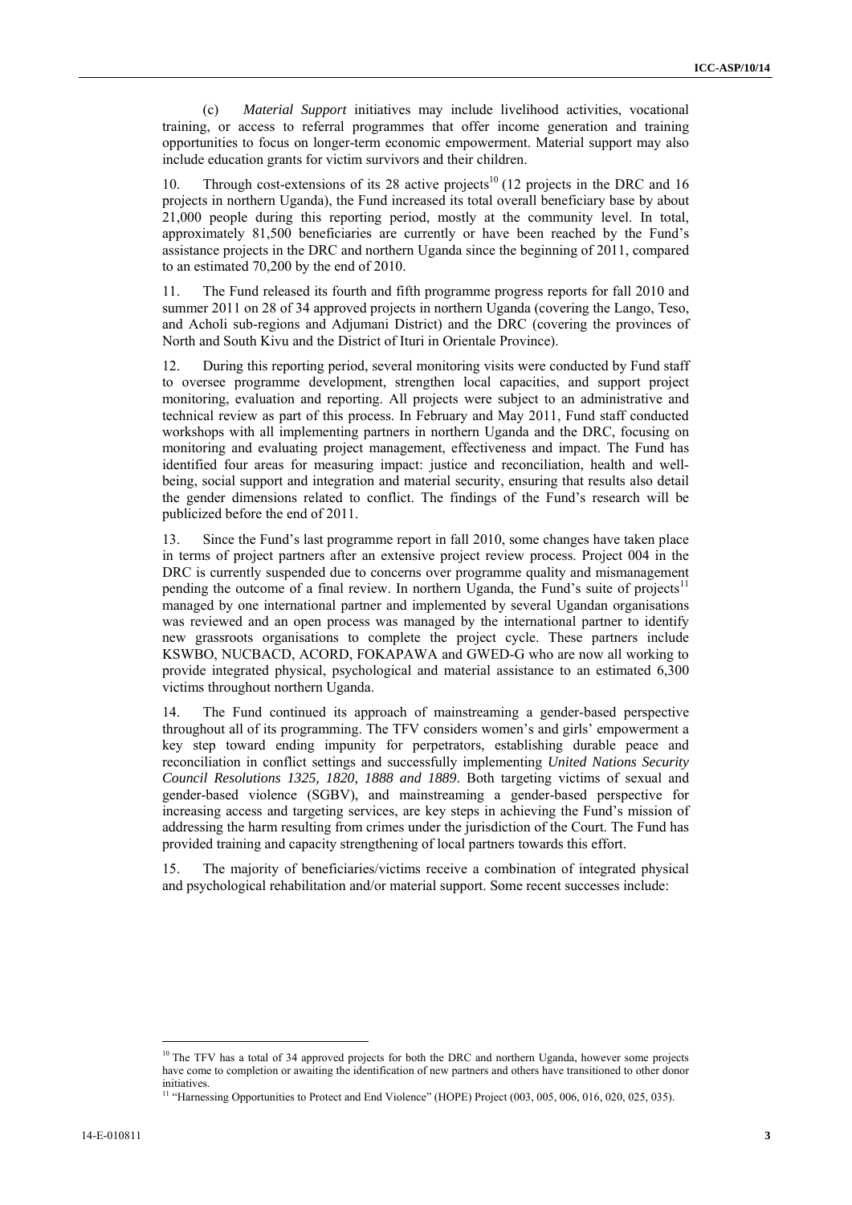(c) *Material Support* initiatives may include livelihood activities, vocational training, or access to referral programmes that offer income generation and training opportunities to focus on longer-term economic empowerment. Material support may also include education grants for victim survivors and their children.

10. Through cost-extensions of its 28 active projects[10] (12 projects in the DRC and 16 projects in northern Uganda), the Fund increased its total overall beneficiary base by about 21,000 people during this reporting period, mostly at the community level. In total, approximately 81,500 beneficiaries are currently or have been reached by the Fund's assistance projects in the DRC and northern Uganda since the beginning of 2011, compared to an estimated 70,200 by the end of 2010.

11. The Fund released its fourth and fifth programme progress reports for fall 2010 and summer 2011 on 28 of 34 approved projects in northern Uganda (covering the Lango, Teso, and Acholi sub-regions and Adjumani District) and the DRC (covering the provinces of North and South Kivu and the District of Ituri in Orientale Province).

12. During this reporting period, several monitoring visits were conducted by Fund staff to oversee programme development, strengthen local capacities, and support project monitoring, evaluation and reporting. All projects were subject to an administrative and technical review as part of this process. In February and May 2011, Fund staff conducted workshops with all implementing partners in northern Uganda and the DRC, focusing on monitoring and evaluating project management, effectiveness and impact. The Fund has identified four areas for measuring impact: justice and reconciliation, health and well-being, social support and integration and material security, ensuring that results also detail the gender dimensions related to conflict. The findings of the Fund's research will be publicized before the end of 2011.

13. Since the Fund's last programme report in fall 2010, some changes have taken place in terms of project partners after an extensive project review process. Project 004 in the DRC is currently suspended due to concerns over programme quality and mismanagement pending the outcome of a final review. In northern Uganda, the Fund's suite of projects[11] managed by one international partner and implemented by several Ugandan organisations was reviewed and an open process was managed by the international partner to identify new grassroots organisations to complete the project cycle. These partners include KSWBO, NUCBACD, ACORD, FOKAPAWA and GWED-G who are now all working to provide integrated physical, psychological and material assistance to an estimated 6,300 victims throughout northern Uganda.

14. The Fund continued its approach of mainstreaming a gender-based perspective throughout all of its programming. The TFV considers women's and girls' empowerment a key step toward ending impunity for perpetrators, establishing durable peace and reconciliation in conflict settings and successfully implementing *United Nations Security Council Resolutions 1325, 1820, 1888 and 1889*. Both targeting victims of sexual and gender-based violence (SGBV), and mainstreaming a gender-based perspective for increasing access and targeting services, are key steps in achieving the Fund's mission of addressing the harm resulting from crimes under the jurisdiction of the Court. The Fund has provided training and capacity strengthening of local partners towards this effort.

15. The majority of beneficiaries/victims receive a combination of integrated physical and psychological rehabilitation and/or material support. Some recent successes include:

---

[10] The TFV has a total of 34 approved projects for both the DRC and northern Uganda, however some projects have come to completion or awaiting the identification of new partners and others have transitioned to other donor initiatives.

[11] "Harnessing Opportunities to Protect and End Violence" (HOPE) Project (003, 005, 006, 016, 020, 025, 035).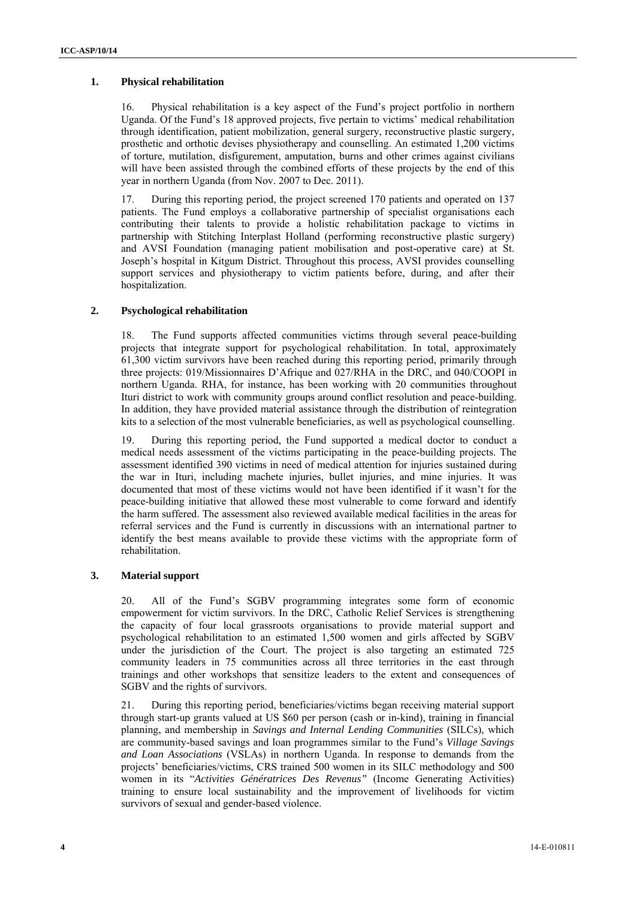### 1. Physical rehabilitation

16. Physical rehabilitation is a key aspect of the Fund's project portfolio in northern Uganda. Of the Fund's 18 approved projects, five pertain to victims' medical rehabilitation through identification, patient mobilization, general surgery, reconstructive plastic surgery, prosthetic and orthotic devises physiotherapy and counselling. An estimated 1,200 victims of torture, mutilation, disfigurement, amputation, burns and other crimes against civilians will have been assisted through the combined efforts of these projects by the end of this year in northern Uganda (from Nov. 2007 to Dec. 2011).

17. During this reporting period, the project screened 170 patients and operated on 137 patients. The Fund employs a collaborative partnership of specialist organisations each contributing their talents to provide a holistic rehabilitation package to victims in partnership with Stitching Interplast Holland (performing reconstructive plastic surgery) and AVSI Foundation (managing patient mobilisation and post-operative care) at St. Joseph's hospital in Kitgum District. Throughout this process, AVSI provides counselling support services and physiotherapy to victim patients before, during, and after their hospitalization.

### 2. Psychological rehabilitation

18. The Fund supports affected communities victims through several peace-building projects that integrate support for psychological rehabilitation. In total, approximately 61,300 victim survivors have been reached during this reporting period, primarily through three projects: 019/Missionnaires D'Afrique and 027/RHA in the DRC, and 040/COOPI in northern Uganda. RHA, for instance, has been working with 20 communities throughout Ituri district to work with community groups around conflict resolution and peace-building. In addition, they have provided material assistance through the distribution of reintegration kits to a selection of the most vulnerable beneficiaries, as well as psychological counselling.

19. During this reporting period, the Fund supported a medical doctor to conduct a medical needs assessment of the victims participating in the peace-building projects. The assessment identified 390 victims in need of medical attention for injuries sustained during the war in Ituri, including machete injuries, bullet injuries, and mine injuries. It was documented that most of these victims would not have been identified if it wasn't for the peace-building initiative that allowed these most vulnerable to come forward and identify the harm suffered. The assessment also reviewed available medical facilities in the areas for referral services and the Fund is currently in discussions with an international partner to identify the best means available to provide these victims with the appropriate form of rehabilitation.

### 3. Material support

20. All of the Fund's SGBV programming integrates some form of economic empowerment for victim survivors. In the DRC, Catholic Relief Services is strengthening the capacity of four local grassroots organisations to provide material support and psychological rehabilitation to an estimated 1,500 women and girls affected by SGBV under the jurisdiction of the Court. The project is also targeting an estimated 725 community leaders in 75 communities across all three territories in the east through trainings and other workshops that sensitize leaders to the extent and consequences of SGBV and the rights of survivors.

21. During this reporting period, beneficiaries/victims began receiving material support through start-up grants valued at US $60 per person (cash or in-kind), training in financial planning, and membership in *Savings and Internal Lending Communities* (SILCs), which are community-based savings and loan programmes similar to the Fund's *Village Savings and Loan Associations* (VSLAs) in northern Uganda. In response to demands from the projects' beneficiaries/victims, CRS trained 500 women in its SILC methodology and 500 women in its "*Activities Génératrices Des Revenus"* (Income Generating Activities) training to ensure local sustainability and the improvement of livelihoods for victim survivors of sexual and gender-based violence.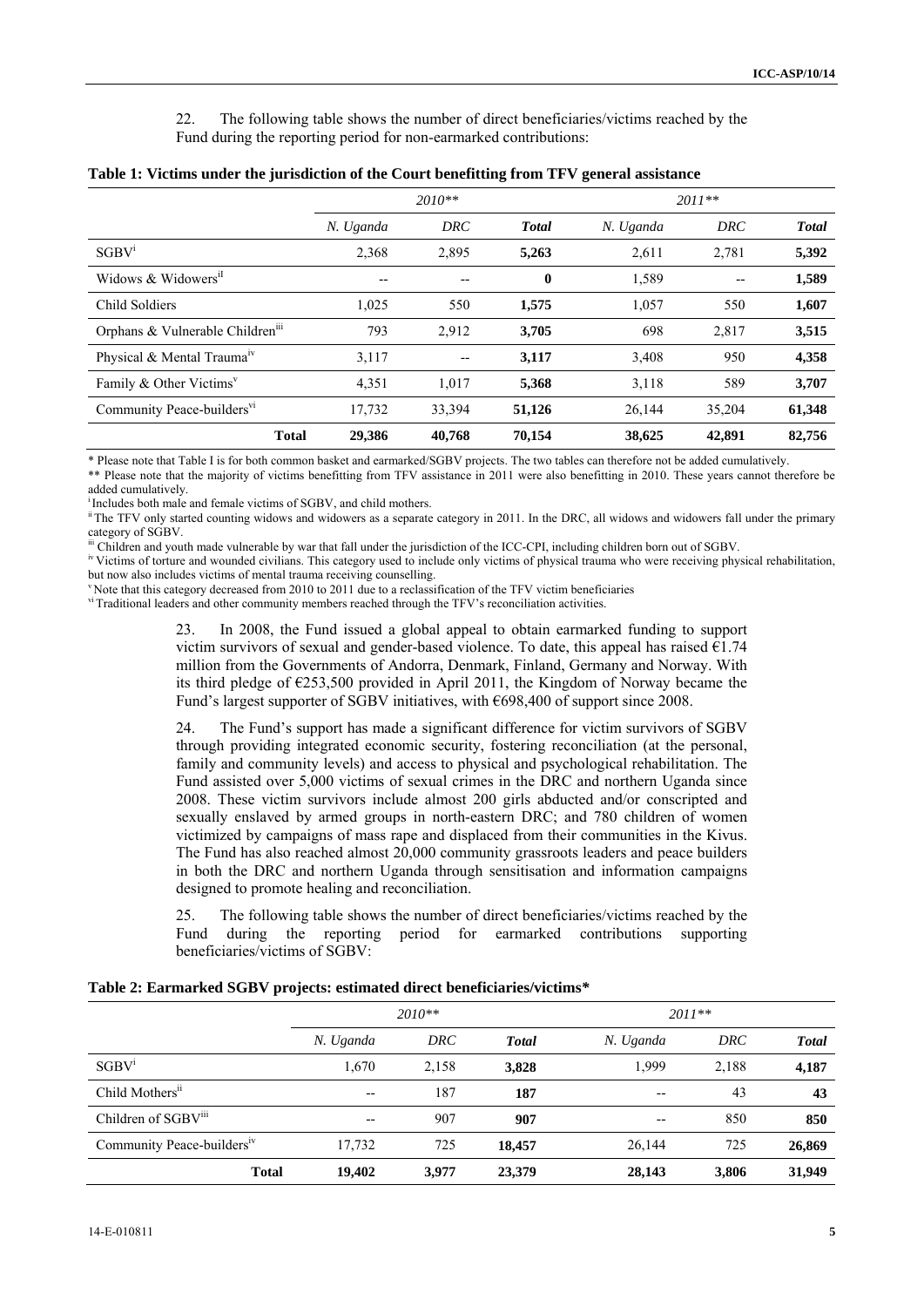22. The following table shows the number of direct beneficiaries/victims reached by the Fund during the reporting period for non-earmarked contributions:

**Table 1: Victims under the jurisdiction of the Court benefitting from TFV general assistance**

| | *2010\*\** | | | *2011\*\** | | |
|---|---|---|---|---|---|---|
| | *N. Uganda* | *DRC* | ***Total*** | *N. Uganda* | *DRC* | ***Total*** |
| SGBV[i] | 2,368 | 2,895 | **5,263** | 2,611 | 2,781 | **5,392** |
| Widows & Widowers[ii] | -- | -- | **0** | 1,589 | -- | **1,589** |
| Child Soldiers | 1,025 | 550 | **1,575** | 1,057 | 550 | **1,607** |
| Orphans & Vulnerable Children[iii] | 793 | 2,912 | **3,705** | 698 | 2,817 | **3,515** |
| Physical & Mental Trauma[iv] | 3,117 | -- | **3,117** | 3,408 | 950 | **4,358** |
| Family & Other Victims[v] | 4,351 | 1,017 | **5,368** | 3,118 | 589 | **3,707** |
| Community Peace-builders[vi] | 17,732 | 33,394 | **51,126** | 26,144 | 35,204 | **61,348** |
| **Total** | **29,386** | **40,768** | **70,154** | **38,625** | **42,891** | **82,756** |

\* Please note that Table I is for both common basket and earmarked/SGBV projects. The two tables can therefore not be added cumulatively.

\*\* Please note that the majority of victims benefitting from TFV assistance in 2011 were also benefitting in 2010. These years cannot therefore be added cumulatively.

[i] Includes both male and female victims of SGBV, and child mothers.

[ii] The TFV only started counting widows and widowers as a separate category in 2011. In the DRC, all widows and widowers fall under the primary category of SGBV.

[iii] Children and youth made vulnerable by war that fall under the jurisdiction of the ICC-CPI, including children born out of SGBV.

[iv] Victims of torture and wounded civilians. This category used to include only victims of physical trauma who were receiving physical rehabilitation, but now also includes victims of mental trauma receiving counselling.

[v] Note that this category decreased from 2010 to 2011 due to a reclassification of the TFV victim beneficiaries

[vi] Traditional leaders and other community members reached through the TFV's reconciliation activities.

23. In 2008, the Fund issued a global appeal to obtain earmarked funding to support victim survivors of sexual and gender-based violence. To date, this appeal has raised €1.74 million from the Governments of Andorra, Denmark, Finland, Germany and Norway. With its third pledge of €253,500 provided in April 2011, the Kingdom of Norway became the Fund's largest supporter of SGBV initiatives, with €698,400 of support since 2008.

24. The Fund's support has made a significant difference for victim survivors of SGBV through providing integrated economic security, fostering reconciliation (at the personal, family and community levels) and access to physical and psychological rehabilitation. The Fund assisted over 5,000 victims of sexual crimes in the DRC and northern Uganda since 2008. These victim survivors include almost 200 girls abducted and/or conscripted and sexually enslaved by armed groups in north-eastern DRC; and 780 children of women victimized by campaigns of mass rape and displaced from their communities in the Kivus. The Fund has also reached almost 20,000 community grassroots leaders and peace builders in both the DRC and northern Uganda through sensitisation and information campaigns designed to promote healing and reconciliation.

25. The following table shows the number of direct beneficiaries/victims reached by the Fund during the reporting period for earmarked contributions supporting beneficiaries/victims of SGBV:

**Table 2: Earmarked SGBV projects: estimated direct beneficiaries/victims\***

| | *2010\*\** | | | *2011\*\** | | |
|---|---|---|---|---|---|---|
| | *N. Uganda* | *DRC* | ***Total*** | *N. Uganda* | *DRC* | ***Total*** |
| SGBV[i] | 1,670 | 2,158 | **3,828** | 1,999 | 2,188 | **4,187** |
| Child Mothers[ii] | -- | 187 | **187** | -- | 43 | **43** |
| Children of SGBV[iii] | -- | 907 | **907** | -- | 850 | **850** |
| Community Peace-builders[iv] | 17,732 | 725 | **18,457** | 26,144 | 725 | **26,869** |
| **Total** | **19,402** | **3,977** | **23,379** | **28,143** | **3,806** | **31,949** |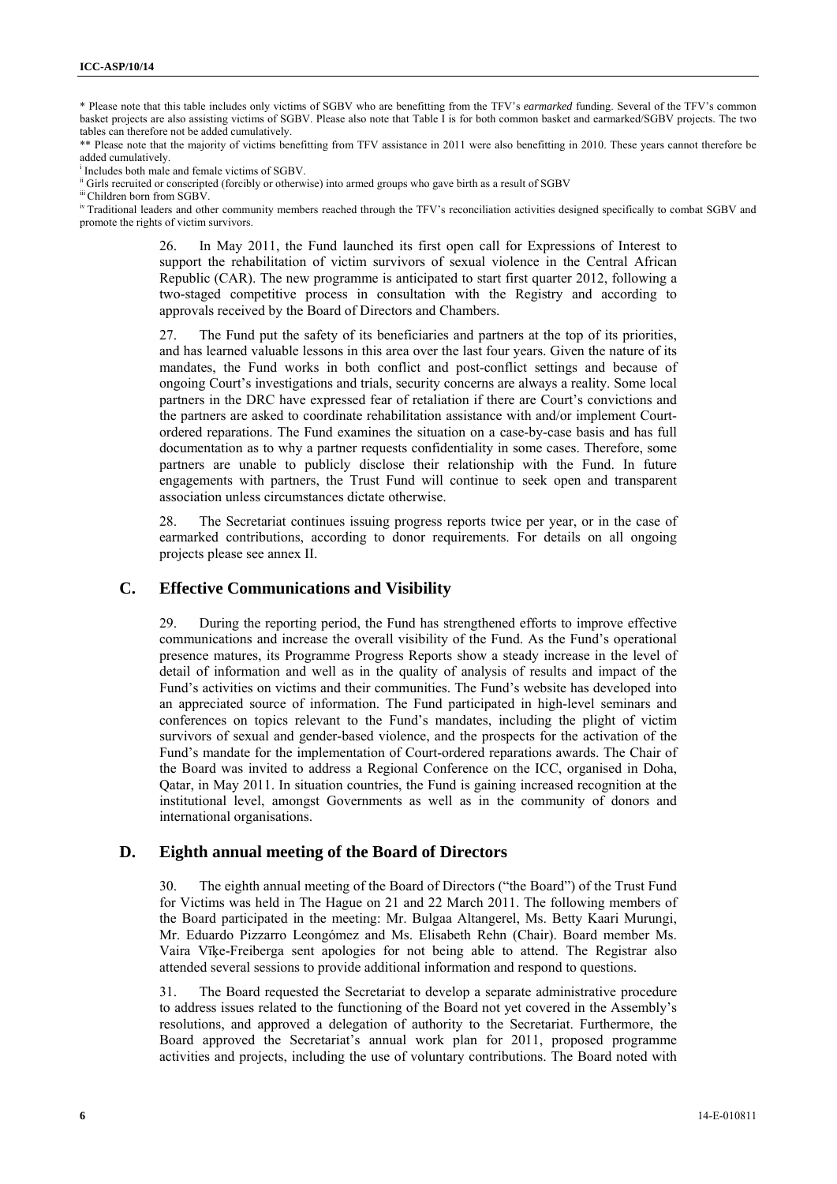\* Please note that this table includes only victims of SGBV who are benefitting from the TFV's *earmarked* funding. Several of the TFV's common basket projects are also assisting victims of SGBV. Please also note that Table I is for both common basket and earmarked/SGBV projects. The two tables can therefore not be added cumulatively.

\*\* Please note that the majority of victims benefitting from TFV assistance in 2011 were also benefitting in 2010. These years cannot therefore be added cumulatively.

[i] Includes both male and female victims of SGBV.

[ii] Girls recruited or conscripted (forcibly or otherwise) into armed groups who gave birth as a result of SGBV

[iii] Children born from SGBV.

[iv] Traditional leaders and other community members reached through the TFV's reconciliation activities designed specifically to combat SGBV and promote the rights of victim survivors.

26. In May 2011, the Fund launched its first open call for Expressions of Interest to support the rehabilitation of victim survivors of sexual violence in the Central African Republic (CAR). The new programme is anticipated to start first quarter 2012, following a two-staged competitive process in consultation with the Registry and according to approvals received by the Board of Directors and Chambers.

27. The Fund put the safety of its beneficiaries and partners at the top of its priorities, and has learned valuable lessons in this area over the last four years. Given the nature of its mandates, the Fund works in both conflict and post-conflict settings and because of ongoing Court's investigations and trials, security concerns are always a reality. Some local partners in the DRC have expressed fear of retaliation if there are Court's convictions and the partners are asked to coordinate rehabilitation assistance with and/or implement Court-ordered reparations. The Fund examines the situation on a case-by-case basis and has full documentation as to why a partner requests confidentiality in some cases. Therefore, some partners are unable to publicly disclose their relationship with the Fund. In future engagements with partners, the Trust Fund will continue to seek open and transparent association unless circumstances dictate otherwise.

28. The Secretariat continues issuing progress reports twice per year, or in the case of earmarked contributions, according to donor requirements. For details on all ongoing projects please see annex II.

## C. Effective Communications and Visibility

29. During the reporting period, the Fund has strengthened efforts to improve effective communications and increase the overall visibility of the Fund. As the Fund's operational presence matures, its Programme Progress Reports show a steady increase in the level of detail of information and well as in the quality of analysis of results and impact of the Fund's activities on victims and their communities. The Fund's website has developed into an appreciated source of information. The Fund participated in high-level seminars and conferences on topics relevant to the Fund's mandates, including the plight of victim survivors of sexual and gender-based violence, and the prospects for the activation of the Fund's mandate for the implementation of Court-ordered reparations awards. The Chair of the Board was invited to address a Regional Conference on the ICC, organised in Doha, Qatar, in May 2011. In situation countries, the Fund is gaining increased recognition at the institutional level, amongst Governments as well as in the community of donors and international organisations.

## D. Eighth annual meeting of the Board of Directors

30. The eighth annual meeting of the Board of Directors ("the Board") of the Trust Fund for Victims was held in The Hague on 21 and 22 March 2011. The following members of the Board participated in the meeting: Mr. Bulgaa Altangerel, Ms. Betty Kaari Murungi, Mr. Eduardo Pizzarro Leongómez and Ms. Elisabeth Rehn (Chair). Board member Ms. Vaira Vīķe-Freiberga sent apologies for not being able to attend. The Registrar also attended several sessions to provide additional information and respond to questions.

31. The Board requested the Secretariat to develop a separate administrative procedure to address issues related to the functioning of the Board not yet covered in the Assembly's resolutions, and approved a delegation of authority to the Secretariat. Furthermore, the Board approved the Secretariat's annual work plan for 2011, proposed programme activities and projects, including the use of voluntary contributions. The Board noted with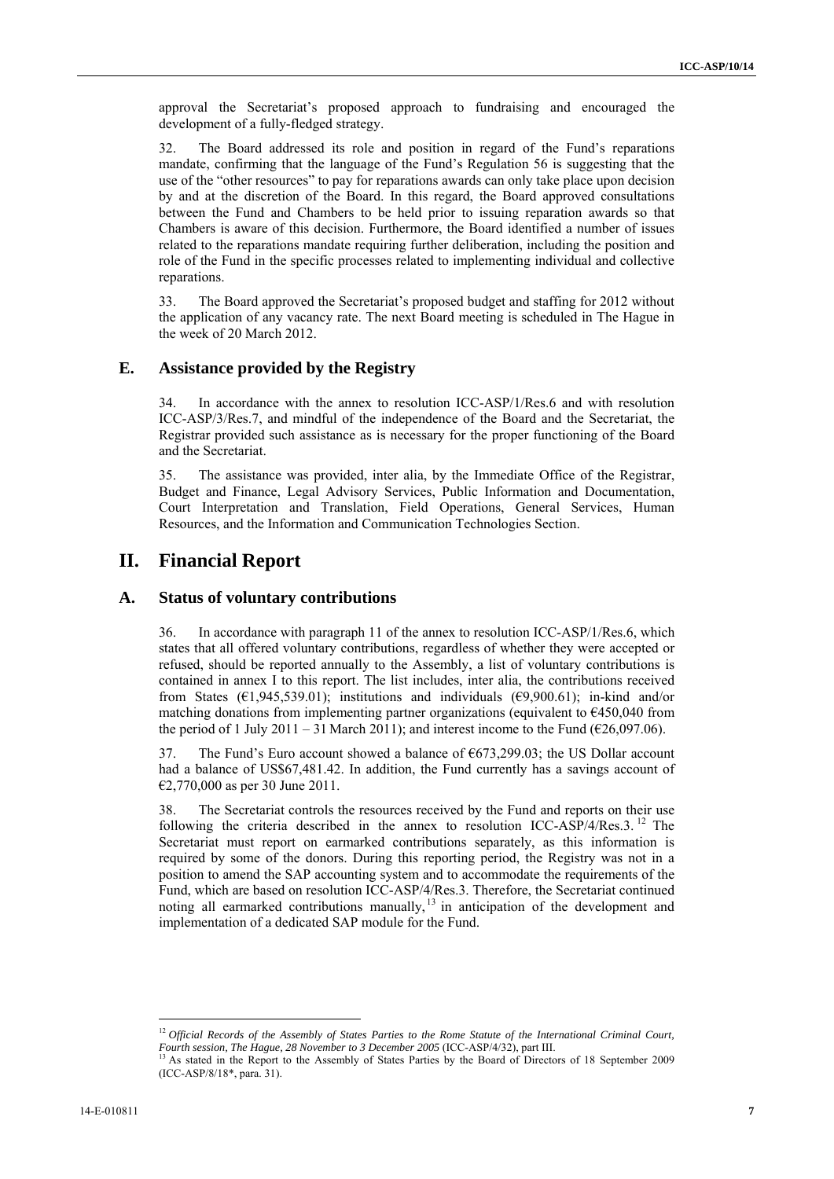approval the Secretariat's proposed approach to fundraising and encouraged the development of a fully-fledged strategy.

32. The Board addressed its role and position in regard of the Fund's reparations mandate, confirming that the language of the Fund's Regulation 56 is suggesting that the use of the "other resources" to pay for reparations awards can only take place upon decision by and at the discretion of the Board. In this regard, the Board approved consultations between the Fund and Chambers to be held prior to issuing reparation awards so that Chambers is aware of this decision. Furthermore, the Board identified a number of issues related to the reparations mandate requiring further deliberation, including the position and role of the Fund in the specific processes related to implementing individual and collective reparations.

33. The Board approved the Secretariat's proposed budget and staffing for 2012 without the application of any vacancy rate. The next Board meeting is scheduled in The Hague in the week of 20 March 2012.

### E. Assistance provided by the Registry

34. In accordance with the annex to resolution ICC-ASP/1/Res.6 and with resolution ICC-ASP/3/Res.7, and mindful of the independence of the Board and the Secretariat, the Registrar provided such assistance as is necessary for the proper functioning of the Board and the Secretariat.

35. The assistance was provided, inter alia, by the Immediate Office of the Registrar, Budget and Finance, Legal Advisory Services, Public Information and Documentation, Court Interpretation and Translation, Field Operations, General Services, Human Resources, and the Information and Communication Technologies Section.

## II. Financial Report

### A. Status of voluntary contributions

36. In accordance with paragraph 11 of the annex to resolution ICC-ASP/1/Res.6, which states that all offered voluntary contributions, regardless of whether they were accepted or refused, should be reported annually to the Assembly, a list of voluntary contributions is contained in annex I to this report. The list includes, inter alia, the contributions received from States (€1,945,539.01); institutions and individuals (€9,900.61); in-kind and/or matching donations from implementing partner organizations (equivalent to €450,040 from the period of 1 July 2011 – 31 March 2011); and interest income to the Fund (€26,097.06).

37. The Fund's Euro account showed a balance of €673,299.03; the US Dollar account had a balance of US$67,481.42. In addition, the Fund currently has a savings account of €2,770,000 as per 30 June 2011.

38. The Secretariat controls the resources received by the Fund and reports on their use following the criteria described in the annex to resolution ICC-ASP/4/Res.3.[12] The Secretariat must report on earmarked contributions separately, as this information is required by some of the donors. During this reporting period, the Registry was not in a position to amend the SAP accounting system and to accommodate the requirements of the Fund, which are based on resolution ICC-ASP/4/Res.3. Therefore, the Secretariat continued noting all earmarked contributions manually,[13] in anticipation of the development and implementation of a dedicated SAP module for the Fund.

---

[12] *Official Records of the Assembly of States Parties to the Rome Statute of the International Criminal Court, Fourth session, The Hague, 28 November to 3 December 2005* (ICC-ASP/4/32), part III.

[13] As stated in the Report to the Assembly of States Parties by the Board of Directors of 18 September 2009 (ICC-ASP/8/18*, para. 31).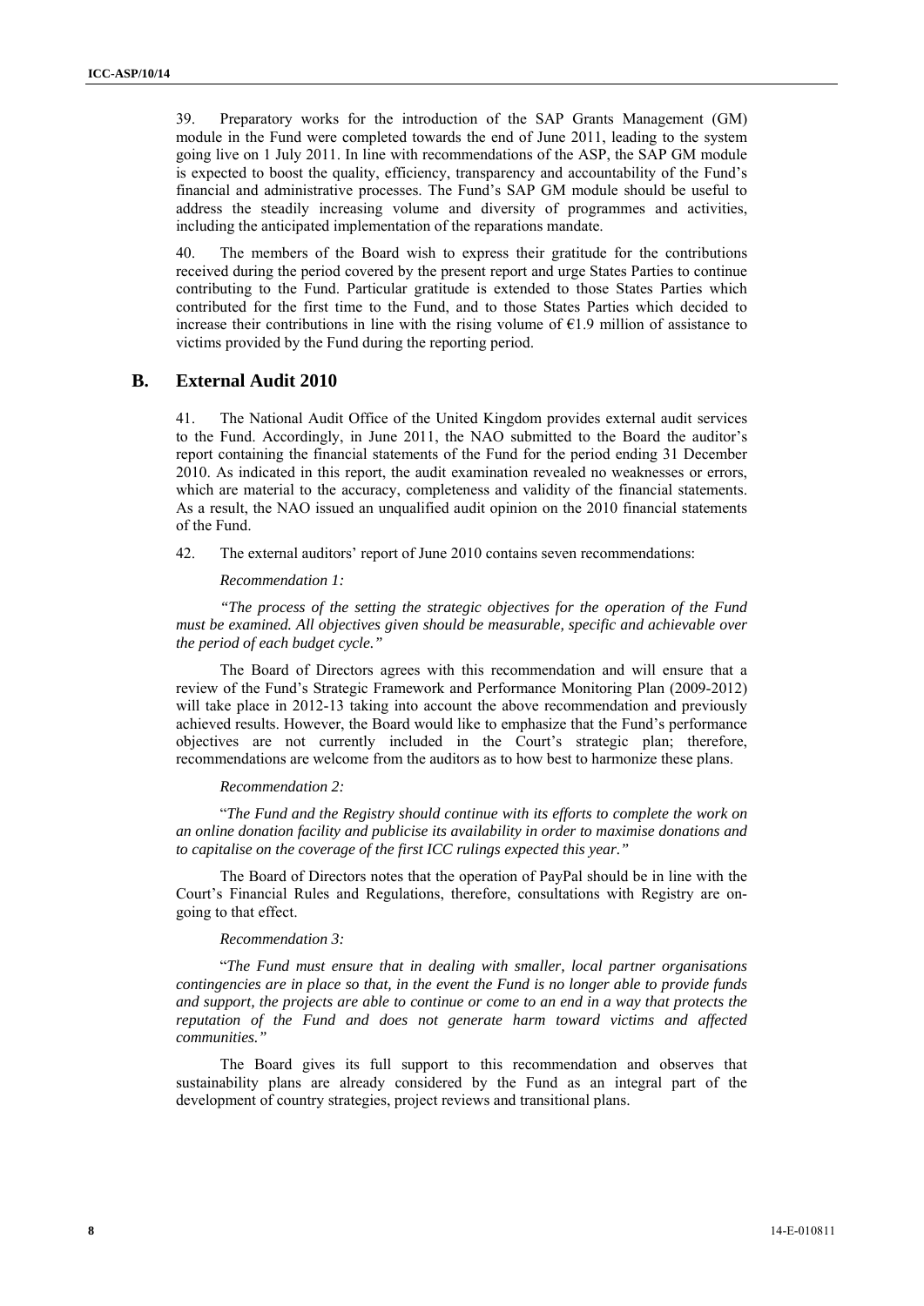39. Preparatory works for the introduction of the SAP Grants Management (GM) module in the Fund were completed towards the end of June 2011, leading to the system going live on 1 July 2011. In line with recommendations of the ASP, the SAP GM module is expected to boost the quality, efficiency, transparency and accountability of the Fund's financial and administrative processes. The Fund's SAP GM module should be useful to address the steadily increasing volume and diversity of programmes and activities, including the anticipated implementation of the reparations mandate.

40. The members of the Board wish to express their gratitude for the contributions received during the period covered by the present report and urge States Parties to continue contributing to the Fund. Particular gratitude is extended to those States Parties which contributed for the first time to the Fund, and to those States Parties which decided to increase their contributions in line with the rising volume of €1.9 million of assistance to victims provided by the Fund during the reporting period.

## B. External Audit 2010

41. The National Audit Office of the United Kingdom provides external audit services to the Fund. Accordingly, in June 2011, the NAO submitted to the Board the auditor's report containing the financial statements of the Fund for the period ending 31 December 2010. As indicated in this report, the audit examination revealed no weaknesses or errors, which are material to the accuracy, completeness and validity of the financial statements. As a result, the NAO issued an unqualified audit opinion on the 2010 financial statements of the Fund.

42. The external auditors' report of June 2010 contains seven recommendations:

*Recommendation 1:*

*"The process of the setting the strategic objectives for the operation of the Fund must be examined. All objectives given should be measurable, specific and achievable over the period of each budget cycle."*

The Board of Directors agrees with this recommendation and will ensure that a review of the Fund's Strategic Framework and Performance Monitoring Plan (2009-2012) will take place in 2012-13 taking into account the above recommendation and previously achieved results. However, the Board would like to emphasize that the Fund's performance objectives are not currently included in the Court's strategic plan; therefore, recommendations are welcome from the auditors as to how best to harmonize these plans.

*Recommendation 2:*

"*The Fund and the Registry should continue with its efforts to complete the work on an online donation facility and publicise its availability in order to maximise donations and to capitalise on the coverage of the first ICC rulings expected this year."*

The Board of Directors notes that the operation of PayPal should be in line with the Court's Financial Rules and Regulations, therefore, consultations with Registry are on-going to that effect.

*Recommendation 3:*

"*The Fund must ensure that in dealing with smaller, local partner organisations contingencies are in place so that, in the event the Fund is no longer able to provide funds and support, the projects are able to continue or come to an end in a way that protects the reputation of the Fund and does not generate harm toward victims and affected communities."*

The Board gives its full support to this recommendation and observes that sustainability plans are already considered by the Fund as an integral part of the development of country strategies, project reviews and transitional plans.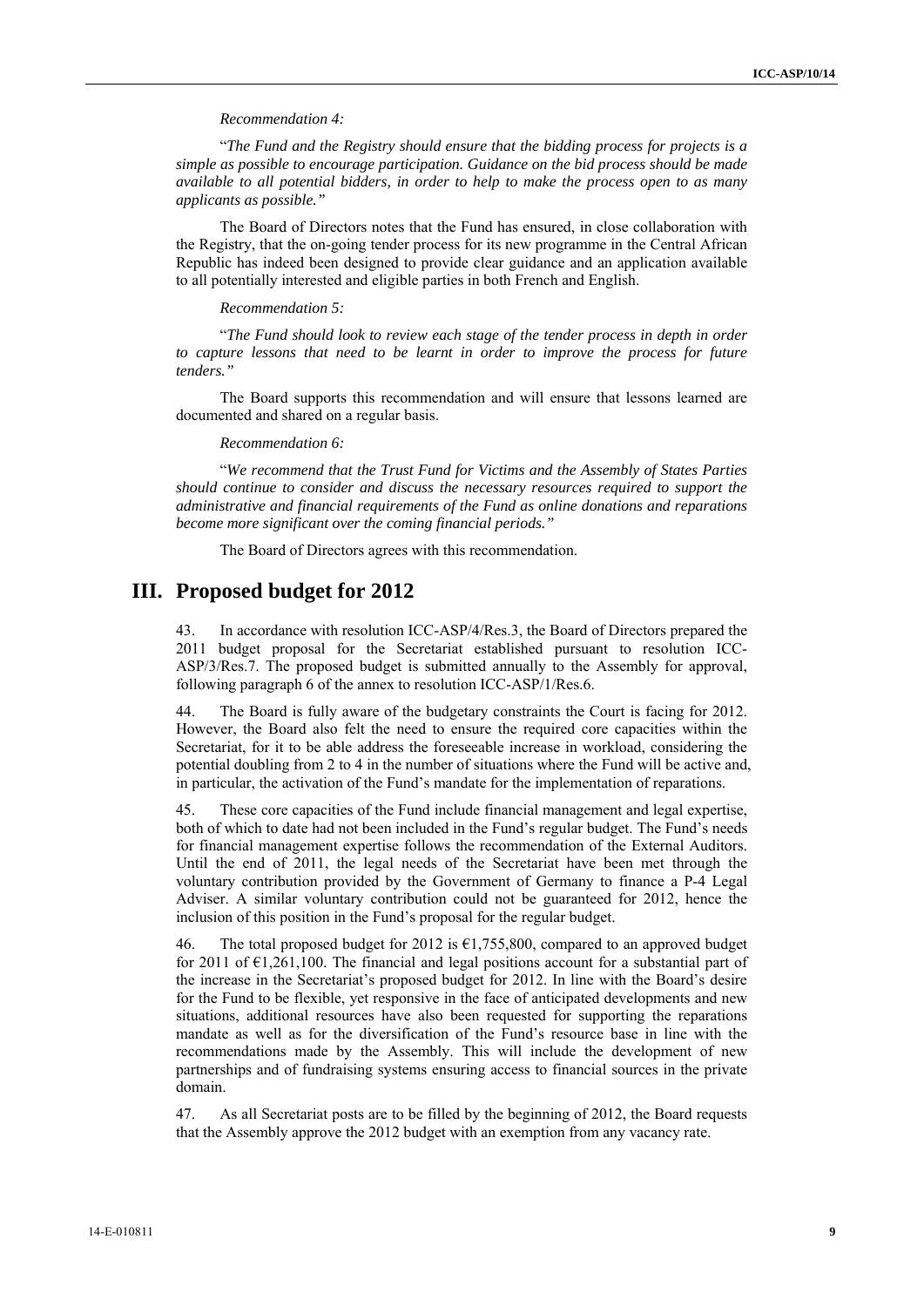*Recommendation 4:*

"*The Fund and the Registry should ensure that the bidding process for projects is a simple as possible to encourage participation. Guidance on the bid process should be made available to all potential bidders, in order to help to make the process open to as many applicants as possible."*

The Board of Directors notes that the Fund has ensured, in close collaboration with the Registry, that the on-going tender process for its new programme in the Central African Republic has indeed been designed to provide clear guidance and an application available to all potentially interested and eligible parties in both French and English.

*Recommendation 5:*

"*The Fund should look to review each stage of the tender process in depth in order to capture lessons that need to be learnt in order to improve the process for future tenders."*

The Board supports this recommendation and will ensure that lessons learned are documented and shared on a regular basis.

*Recommendation 6:*

"*We recommend that the Trust Fund for Victims and the Assembly of States Parties should continue to consider and discuss the necessary resources required to support the administrative and financial requirements of the Fund as online donations and reparations become more significant over the coming financial periods."*

The Board of Directors agrees with this recommendation.

# III. Proposed budget for 2012

43. In accordance with resolution ICC-ASP/4/Res.3, the Board of Directors prepared the 2011 budget proposal for the Secretariat established pursuant to resolution ICC-ASP/3/Res.7. The proposed budget is submitted annually to the Assembly for approval, following paragraph 6 of the annex to resolution ICC-ASP/1/Res.6.

44. The Board is fully aware of the budgetary constraints the Court is facing for 2012. However, the Board also felt the need to ensure the required core capacities within the Secretariat, for it to be able address the foreseeable increase in workload, considering the potential doubling from 2 to 4 in the number of situations where the Fund will be active and, in particular, the activation of the Fund's mandate for the implementation of reparations.

45. These core capacities of the Fund include financial management and legal expertise, both of which to date had not been included in the Fund's regular budget. The Fund's needs for financial management expertise follows the recommendation of the External Auditors. Until the end of 2011, the legal needs of the Secretariat have been met through the voluntary contribution provided by the Government of Germany to finance a P-4 Legal Adviser. A similar voluntary contribution could not be guaranteed for 2012, hence the inclusion of this position in the Fund's proposal for the regular budget.

46. The total proposed budget for 2012 is €1,755,800, compared to an approved budget for 2011 of €1,261,100. The financial and legal positions account for a substantial part of the increase in the Secretariat's proposed budget for 2012. In line with the Board's desire for the Fund to be flexible, yet responsive in the face of anticipated developments and new situations, additional resources have also been requested for supporting the reparations mandate as well as for the diversification of the Fund's resource base in line with the recommendations made by the Assembly. This will include the development of new partnerships and of fundraising systems ensuring access to financial sources in the private domain.

47. As all Secretariat posts are to be filled by the beginning of 2012, the Board requests that the Assembly approve the 2012 budget with an exemption from any vacancy rate.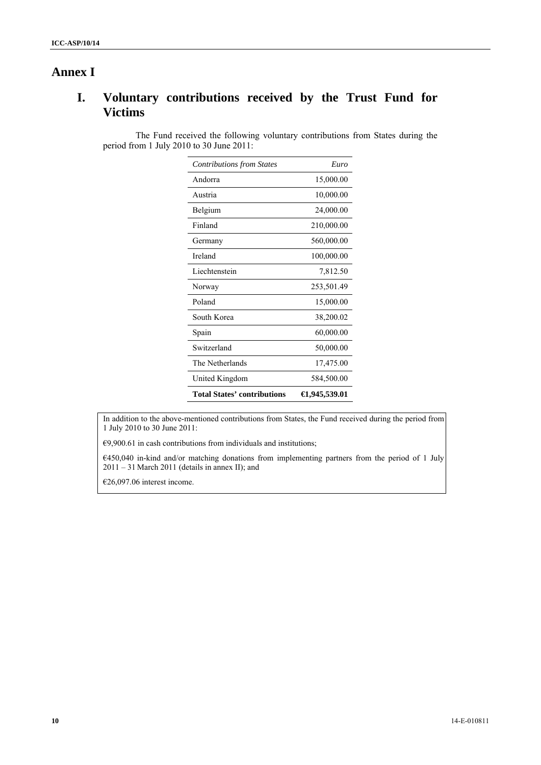# Annex I

## I. Voluntary contributions received by the Trust Fund for Victims

The Fund received the following voluntary contributions from States during the period from 1 July 2010 to 30 June 2011:

| *Contributions from States* | *Euro* |
|---|---|
| Andorra | 15,000.00 |
| Austria | 10,000.00 |
| Belgium | 24,000.00 |
| Finland | 210,000.00 |
| Germany | 560,000.00 |
| Ireland | 100,000.00 |
| Liechtenstein | 7,812.50 |
| Norway | 253,501.49 |
| Poland | 15,000.00 |
| South Korea | 38,200.02 |
| Spain | 60,000.00 |
| Switzerland | 50,000.00 |
| The Netherlands | 17,475.00 |
| United Kingdom | 584,500.00 |
| **Total States' contributions** | **€1,945,539.01** |

In addition to the above-mentioned contributions from States, the Fund received during the period from 1 July 2010 to 30 June 2011:

€9,900.61 in cash contributions from individuals and institutions;

€450,040 in-kind and/or matching donations from implementing partners from the period of 1 July 2011 – 31 March 2011 (details in annex II); and

€26,097.06 interest income.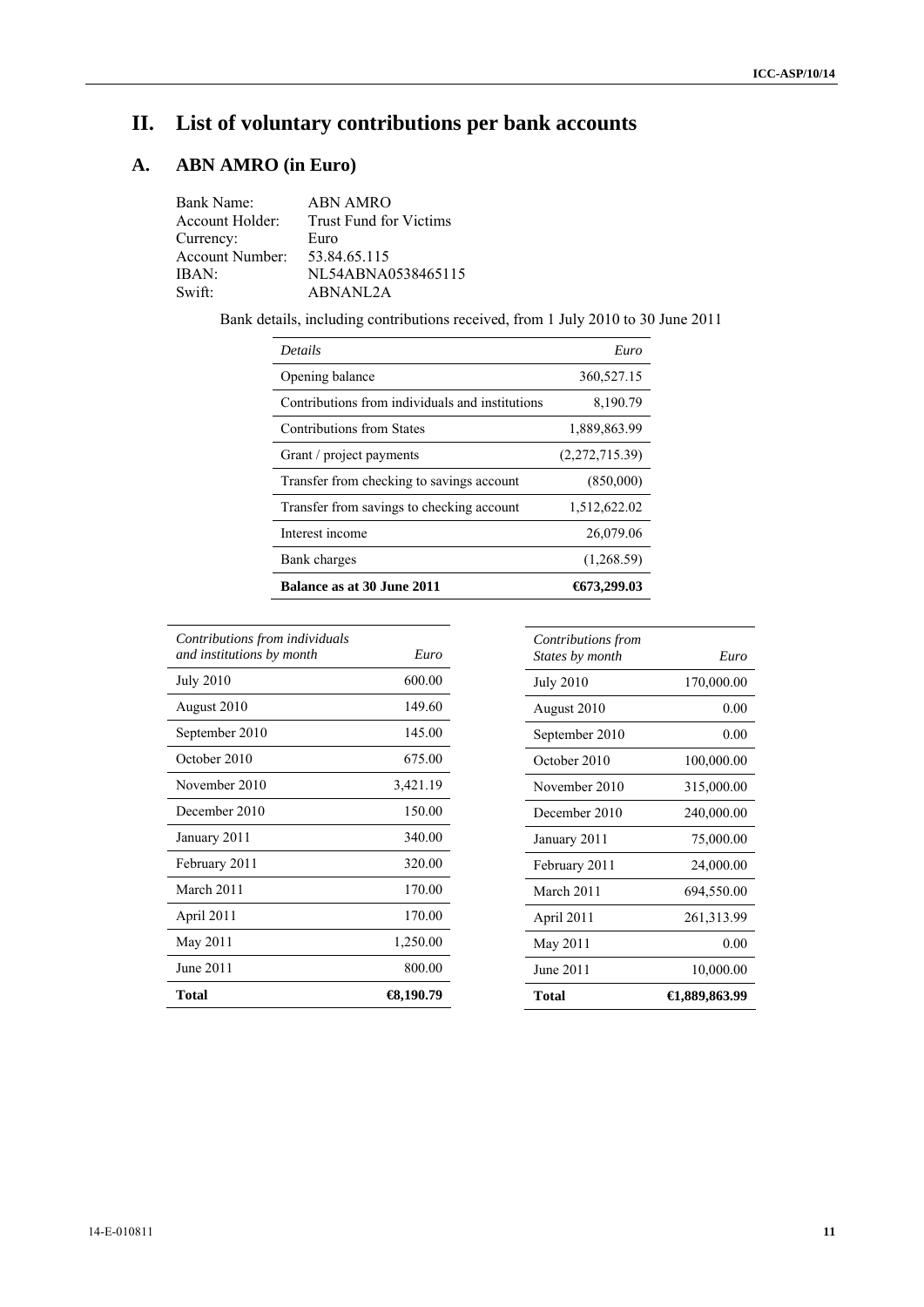# II. List of voluntary contributions per bank accounts

## A. ABN AMRO (in Euro)

| | |
|---|---|
| Bank Name: | ABN AMRO |
| Account Holder: | Trust Fund for Victims |
| Currency: | Euro |
| Account Number: | 53.84.65.115 |
| IBAN: | NL54ABNA0538465115 |
| Swift: | ABNANL2A |

Bank details, including contributions received, from 1 July 2010 to 30 June 2011

| *Details* | *Euro* |
|---|---:|
| Opening balance | 360,527.15 |
| Contributions from individuals and institutions | 8,190.79 |
| Contributions from States | 1,889,863.99 |
| Grant / project payments | (2,272,715.39) |
| Transfer from checking to savings account | (850,000) |
| Transfer from savings to checking account | 1,512,622.02 |
| Interest income | 26,079.06 |
| Bank charges | (1,268.59) |
| **Balance as at 30 June 2011** | **€673,299.03** |

| *Contributions from individuals and institutions by month* | *Euro* |
|---|---:|
| July 2010 | 600.00 |
| August 2010 | 149.60 |
| September 2010 | 145.00 |
| October 2010 | 675.00 |
| November 2010 | 3,421.19 |
| December 2010 | 150.00 |
| January 2011 | 340.00 |
| February 2011 | 320.00 |
| March 2011 | 170.00 |
| April 2011 | 170.00 |
| May 2011 | 1,250.00 |
| June 2011 | 800.00 |
| **Total** | **€8,190.79** |

| *Contributions from States by month* | *Euro* |
|---|---:|
| July 2010 | 170,000.00 |
| August 2010 | 0.00 |
| September 2010 | 0.00 |
| October 2010 | 100,000.00 |
| November 2010 | 315,000.00 |
| December 2010 | 240,000.00 |
| January 2011 | 75,000.00 |
| February 2011 | 24,000.00 |
| March 2011 | 694,550.00 |
| April 2011 | 261,313.99 |
| May 2011 | 0.00 |
| June 2011 | 10,000.00 |
| **Total** | **€1,889,863.99** |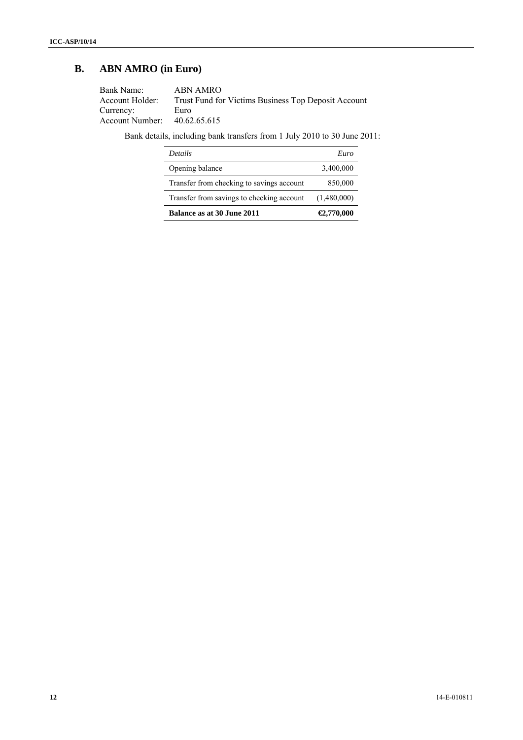## B. ABN AMRO (in Euro)

Bank Name: ABN AMRO
Account Holder: Trust Fund for Victims Business Top Deposit Account
Currency: Euro
Account Number: 40.62.65.615

Bank details, including bank transfers from 1 July 2010 to 30 June 2011:

| *Details* | *Euro* |
|---|---:|
| Opening balance | 3,400,000 |
| Transfer from checking to savings account | 850,000 |
| Transfer from savings to checking account | (1,480,000) |
| **Balance as at 30 June 2011** | **€2,770,000** |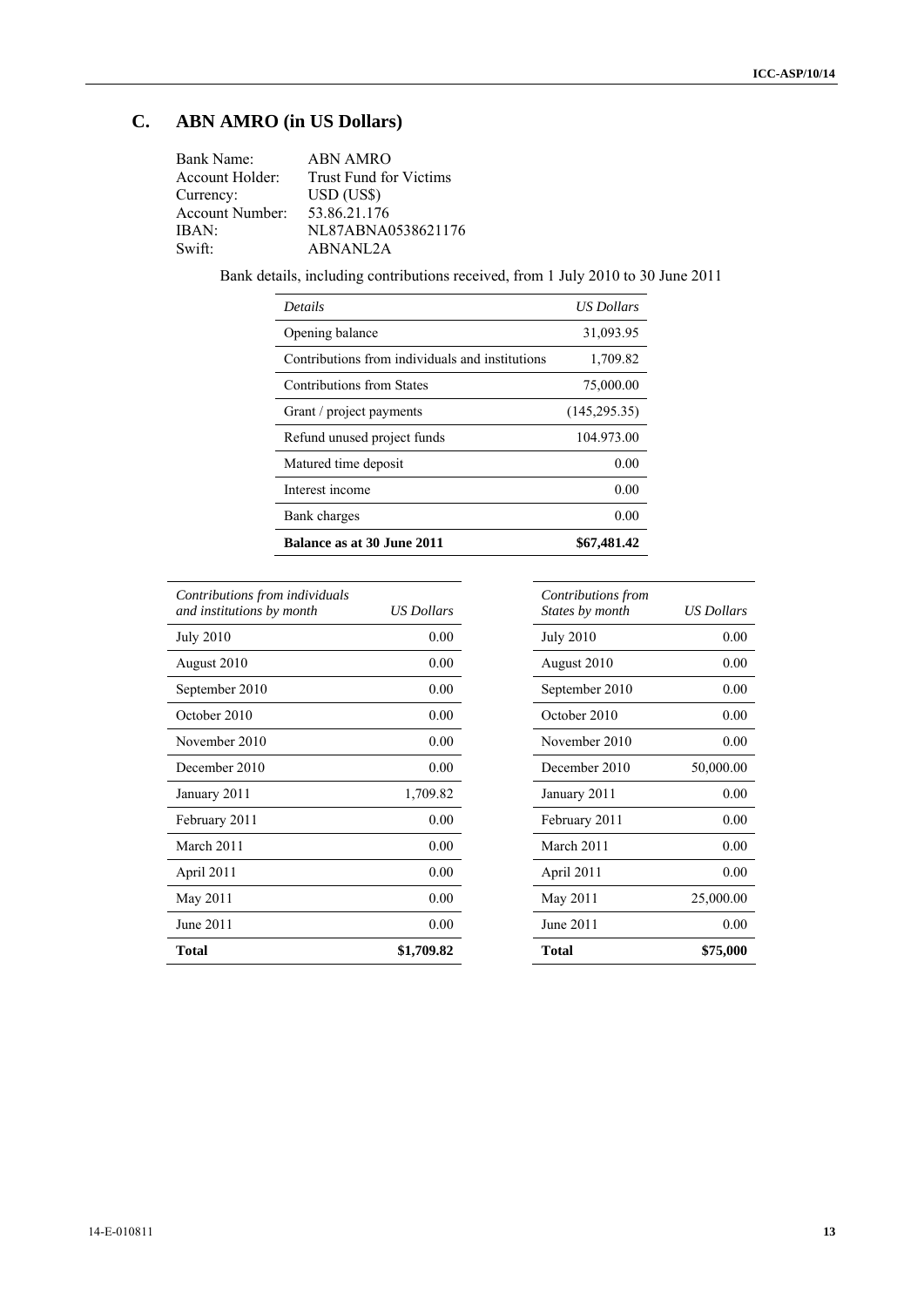## C. ABN AMRO (in US Dollars)

Bank Name: ABN AMRO
Account Holder: Trust Fund for Victims
Currency: USD (US$)
Account Number: 53.86.21.176
IBAN: NL87ABNA0538621176
Swift: ABNANL2A

Bank details, including contributions received, from 1 July 2010 to 30 June 2011

| *Details* | *US Dollars* |
|---|---:|
| Opening balance | 31,093.95 |
| Contributions from individuals and institutions | 1,709.82 |
| Contributions from States | 75,000.00 |
| Grant / project payments | (145,295.35) |
| Refund unused project funds | 104.973.00 |
| Matured time deposit | 0.00 |
| Interest income | 0.00 |
| Bank charges | 0.00 |
| **Balance as at 30 June 2011** | **$67,481.42** |

| *Contributions from individuals and institutions by month* | *US Dollars* |
|---|---:|
| July 2010 | 0.00 |
| August 2010 | 0.00 |
| September 2010 | 0.00 |
| October 2010 | 0.00 |
| November 2010 | 0.00 |
| December 2010 | 0.00 |
| January 2011 | 1,709.82 |
| February 2011 | 0.00 |
| March 2011 | 0.00 |
| April 2011 | 0.00 |
| May 2011 | 0.00 |
| June 2011 | 0.00 |
| **Total** | **$1,709.82** |

| *Contributions from States by month* | *US Dollars* |
|---|---:|
| July 2010 | 0.00 |
| August 2010 | 0.00 |
| September 2010 | 0.00 |
| October 2010 | 0.00 |
| November 2010 | 0.00 |
| December 2010 | 50,000.00 |
| January 2011 | 0.00 |
| February 2011 | 0.00 |
| March 2011 | 0.00 |
| April 2011 | 0.00 |
| May 2011 | 25,000.00 |
| June 2011 | 0.00 |
| **Total** | **$75,000** |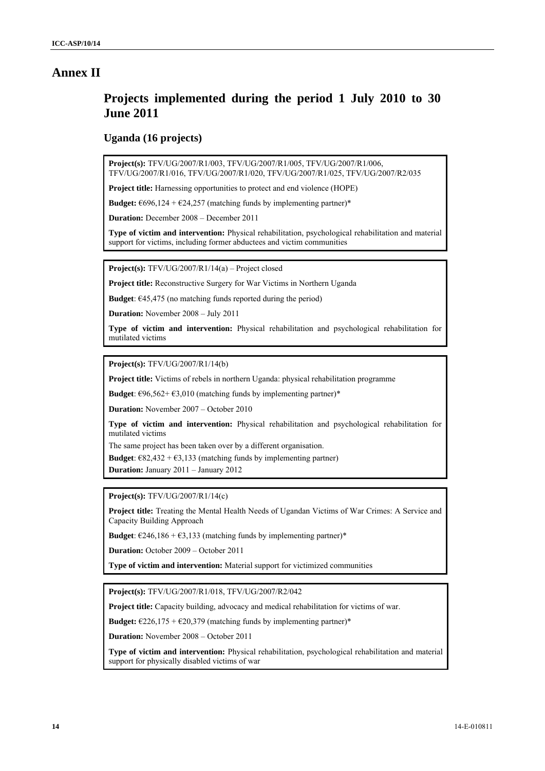# Annex II

## Projects implemented during the period 1 July 2010 to 30 June 2011

### Uganda (16 projects)

**Project(s):** TFV/UG/2007/R1/003, TFV/UG/2007/R1/005, TFV/UG/2007/R1/006, TFV/UG/2007/R1/016, TFV/UG/2007/R1/020, TFV/UG/2007/R1/025, TFV/UG/2007/R2/035

**Project title:** Harnessing opportunities to protect and end violence (HOPE)

**Budget:** €696,124 + €24,257 (matching funds by implementing partner)*

**Duration:** December 2008 – December 2011

**Type of victim and intervention:** Physical rehabilitation, psychological rehabilitation and material support for victims, including former abductees and victim communities

---

**Project(s):** TFV/UG/2007/R1/14(a) – Project closed

**Project title:** Reconstructive Surgery for War Victims in Northern Uganda

**Budget**: €45,475 (no matching funds reported during the period)

**Duration:** November 2008 – July 2011

**Type of victim and intervention:** Physical rehabilitation and psychological rehabilitation for mutilated victims

---

**Project(s):** TFV/UG/2007/R1/14(b)

**Project title:** Victims of rebels in northern Uganda: physical rehabilitation programme

**Budget**: €96,562+ €3,010 (matching funds by implementing partner)*

**Duration:** November 2007 – October 2010

**Type of victim and intervention:** Physical rehabilitation and psychological rehabilitation for mutilated victims

The same project has been taken over by a different organisation.

**Budget**: €82,432 + €3,133 (matching funds by implementing partner)

**Duration:** January 2011 – January 2012

---

**Project(s):** TFV/UG/2007/R1/14(c)

**Project title:** Treating the Mental Health Needs of Ugandan Victims of War Crimes: A Service and Capacity Building Approach

**Budget**: €246,186 + €3,133 (matching funds by implementing partner)*

**Duration:** October 2009 – October 2011

**Type of victim and intervention:** Material support for victimized communities

---

**Project(s):** TFV/UG/2007/R1/018, TFV/UG/2007/R2/042

**Project title:** Capacity building, advocacy and medical rehabilitation for victims of war.

**Budget:** €226,175 + €20,379 (matching funds by implementing partner)*

**Duration:** November 2008 – October 2011

**Type of victim and intervention:** Physical rehabilitation, psychological rehabilitation and material support for physically disabled victims of war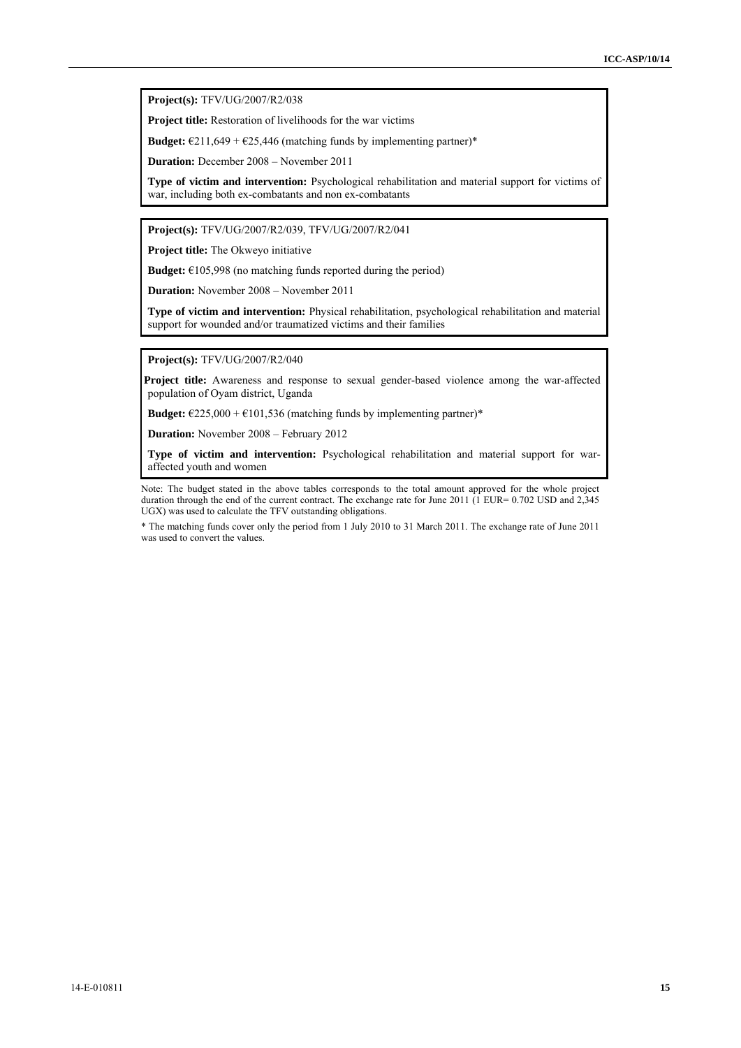**Project(s):** TFV/UG/2007/R2/038

**Project title:** Restoration of livelihoods for the war victims

**Budget:** €211,649 + €25,446 (matching funds by implementing partner)*

**Duration:** December 2008 – November 2011

**Type of victim and intervention:** Psychological rehabilitation and material support for victims of war, including both ex-combatants and non ex-combatants

---

**Project(s):** TFV/UG/2007/R2/039, TFV/UG/2007/R2/041

**Project title:** The Okweyo initiative

**Budget:** €105,998 (no matching funds reported during the period)

**Duration:** November 2008 – November 2011

**Type of victim and intervention:** Physical rehabilitation, psychological rehabilitation and material support for wounded and/or traumatized victims and their families

---

**Project(s):** TFV/UG/2007/R2/040

**Project title:** Awareness and response to sexual gender-based violence among the war-affected population of Oyam district, Uganda

**Budget:** €225,000 + €101,536 (matching funds by implementing partner)*

**Duration:** November 2008 – February 2012

**Type of victim and intervention:** Psychological rehabilitation and material support for war-affected youth and women

---

Note: The budget stated in the above tables corresponds to the total amount approved for the whole project duration through the end of the current contract. The exchange rate for June 2011 (1 EUR= 0.702 USD and 2,345 UGX) was used to calculate the TFV outstanding obligations.

* The matching funds cover only the period from 1 July 2010 to 31 March 2011. The exchange rate of June 2011 was used to convert the values.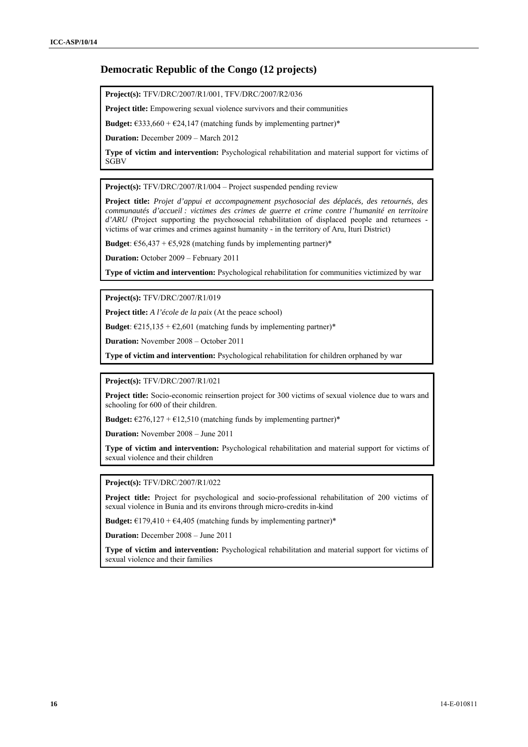## Democratic Republic of the Congo (12 projects)

**Project(s):** TFV/DRC/2007/R1/001, TFV/DRC/2007/R2/036

**Project title:** Empowering sexual violence survivors and their communities

**Budget:** €333,660 + €24,147 (matching funds by implementing partner)*

**Duration:** December 2009 – March 2012

**Type of victim and intervention:** Psychological rehabilitation and material support for victims of SGBV

---

**Project(s):** TFV/DRC/2007/R1/004 – Project suspended pending review

**Project title:** *Projet d'appui et accompagnement psychosocial des déplacés, des retournés, des communautés d'accueil : victimes des crimes de guerre et crime contre l'humanité en territoire d'ARU* (Project supporting the psychosocial rehabilitation of displaced people and returnees - victims of war crimes and crimes against humanity - in the territory of Aru, Ituri District)

**Budget**: €56,437 + €5,928 (matching funds by implementing partner)*

**Duration:** October 2009 – February 2011

**Type of victim and intervention:** Psychological rehabilitation for communities victimized by war

---

**Project(s):** TFV/DRC/2007/R1/019

**Project title:** *A l'école de la paix* (At the peace school)

**Budget**: €215,135 + €2,601 (matching funds by implementing partner)*

**Duration:** November 2008 – October 2011

**Type of victim and intervention:** Psychological rehabilitation for children orphaned by war

---

**Project(s):** TFV/DRC/2007/R1/021

**Project title:** Socio-economic reinsertion project for 300 victims of sexual violence due to wars and schooling for 600 of their children.

**Budget:** €276,127 + €12,510 (matching funds by implementing partner)*

**Duration:** November 2008 – June 2011

**Type of victim and intervention:** Psychological rehabilitation and material support for victims of sexual violence and their children

---

**Project(s):** TFV/DRC/2007/R1/022

**Project title:** Project for psychological and socio-professional rehabilitation of 200 victims of sexual violence in Bunia and its environs through micro-credits in-kind

**Budget:** €179,410 + €4,405 (matching funds by implementing partner)*

**Duration:** December 2008 – June 2011

**Type of victim and intervention:** Psychological rehabilitation and material support for victims of sexual violence and their families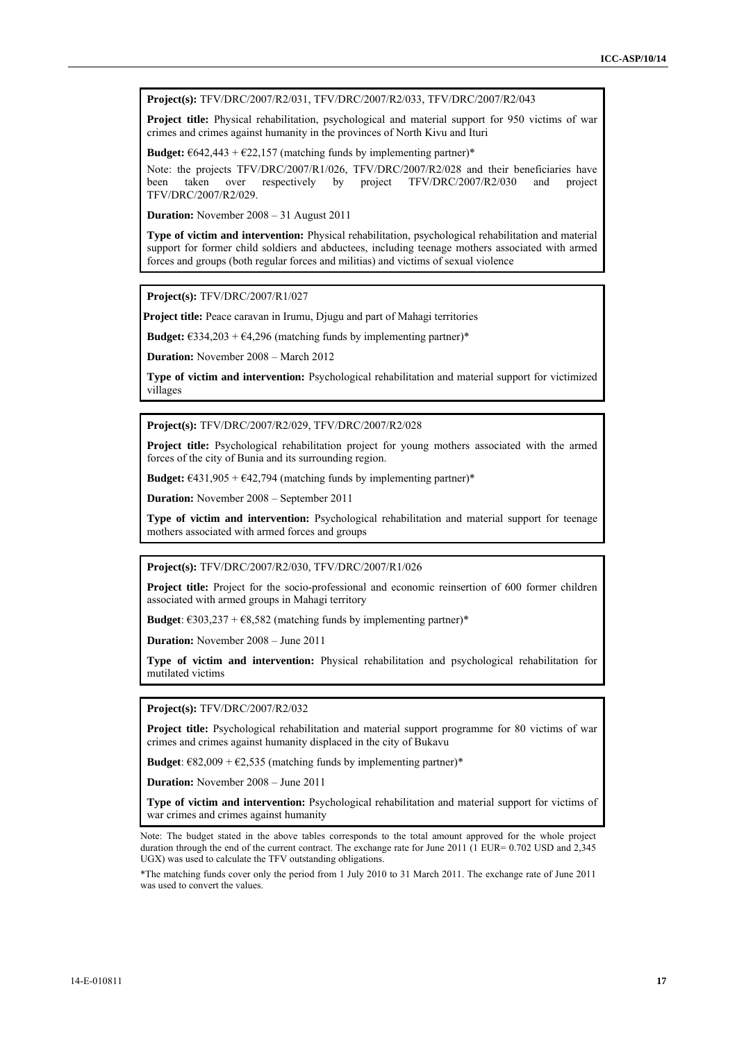**Project(s):** TFV/DRC/2007/R2/031, TFV/DRC/2007/R2/033, TFV/DRC/2007/R2/043

**Project title:** Physical rehabilitation, psychological and material support for 950 victims of war crimes and crimes against humanity in the provinces of North Kivu and Ituri

**Budget:** €642,443 + €22,157 (matching funds by implementing partner)*

Note: the projects TFV/DRC/2007/R1/026, TFV/DRC/2007/R2/028 and their beneficiaries have been taken over respectively by project TFV/DRC/2007/R2/030 and project TFV/DRC/2007/R2/029.

**Duration:** November 2008 – 31 August 2011

**Type of victim and intervention:** Physical rehabilitation, psychological rehabilitation and material support for former child soldiers and abductees, including teenage mothers associated with armed forces and groups (both regular forces and militias) and victims of sexual violence

---

**Project(s):** TFV/DRC/2007/R1/027

**Project title:** Peace caravan in Irumu, Djugu and part of Mahagi territories

**Budget:** €334,203 + €4,296 (matching funds by implementing partner)*

**Duration:** November 2008 – March 2012

**Type of victim and intervention:** Psychological rehabilitation and material support for victimized villages

---

**Project(s):** TFV/DRC/2007/R2/029, TFV/DRC/2007/R2/028

**Project title:** Psychological rehabilitation project for young mothers associated with the armed forces of the city of Bunia and its surrounding region.

**Budget:** €431,905 + €42,794 (matching funds by implementing partner)*

**Duration:** November 2008 – September 2011

**Type of victim and intervention:** Psychological rehabilitation and material support for teenage mothers associated with armed forces and groups

---

**Project(s):** TFV/DRC/2007/R2/030, TFV/DRC/2007/R1/026

**Project title:** Project for the socio-professional and economic reinsertion of 600 former children associated with armed groups in Mahagi territory

**Budget**: €303,237 + €8,582 (matching funds by implementing partner)*

**Duration:** November 2008 – June 2011

**Type of victim and intervention:** Physical rehabilitation and psychological rehabilitation for mutilated victims

---

**Project(s):** TFV/DRC/2007/R2/032

**Project title:** Psychological rehabilitation and material support programme for 80 victims of war crimes and crimes against humanity displaced in the city of Bukavu

**Budget**: €82,009 + €2,535 (matching funds by implementing partner)*

**Duration:** November 2008 – June 2011

**Type of victim and intervention:** Psychological rehabilitation and material support for victims of war crimes and crimes against humanity

---

Note: The budget stated in the above tables corresponds to the total amount approved for the whole project duration through the end of the current contract. The exchange rate for June 2011 (1 EUR= 0.702 USD and 2,345 UGX) was used to calculate the TFV outstanding obligations.

*The matching funds cover only the period from 1 July 2010 to 31 March 2011. The exchange rate of June 2011 was used to convert the values.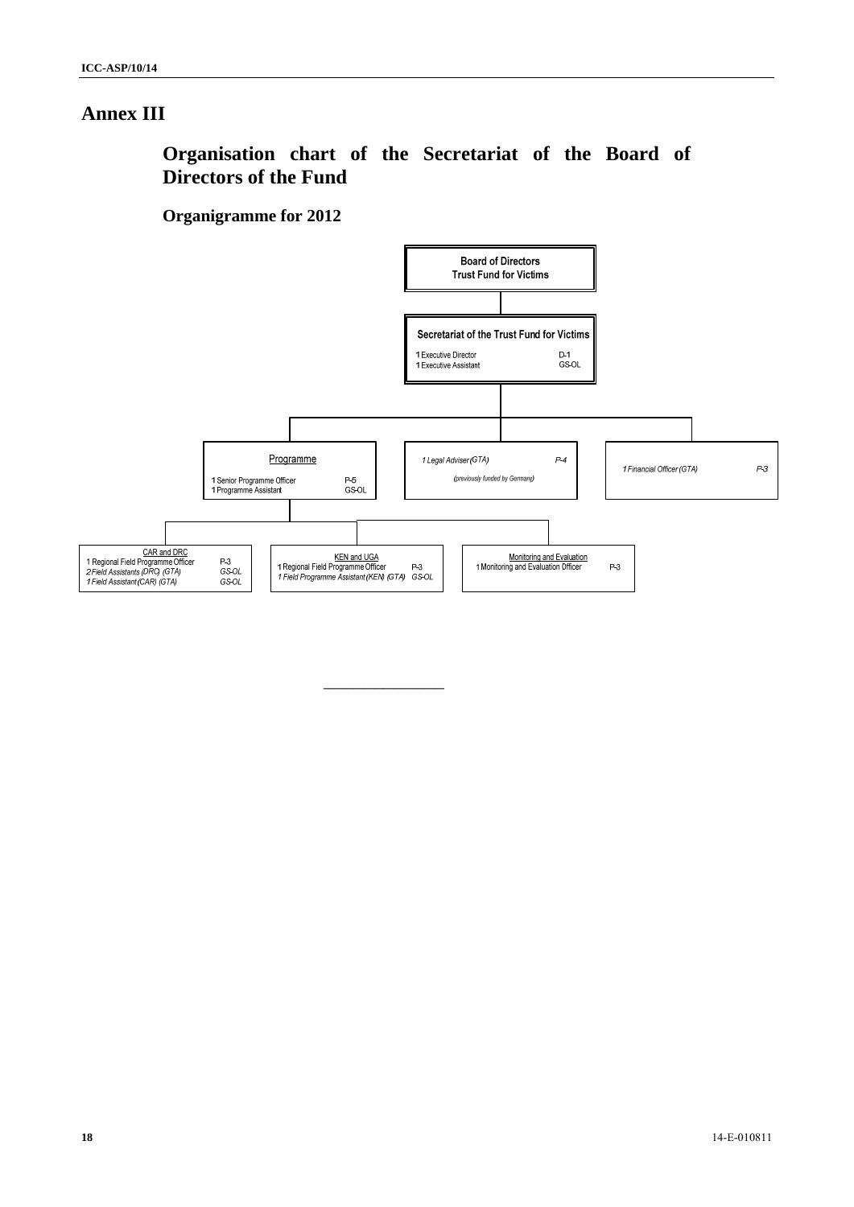# Annex III

## Organisation chart of the Secretariat of the Board of Directors of the Fund

### Organigramme for 2012

**Board of Directors**
**Trust Fund for Victims**

**Secretariat of the Trust Fund for Victims**
1 Executive Director D-1
1 Executive Assistant GS-OL

Programme
1 Senior Programme Officer P-5
1 Programme Assistant GS-OL

*1 Legal Adviser (GTA) P-4*
*(previously funded by Germany)*

*1 Financial Officer (GTA) P-3*

CAR and DRC
1 Regional Field Programme Officer P-3
*2 Field Assistants (DRC) (GTA) GS-OL*
*1 Field Assistant (CAR) (GTA) GS-OL*

KEN and UGA
1 Regional Field Programme Officer P-3
*1 Field Programme Assistant (KEN) (GTA) GS-OL*

Monitoring and Evaluation
1 Monitoring and Evaluation Officer P-3